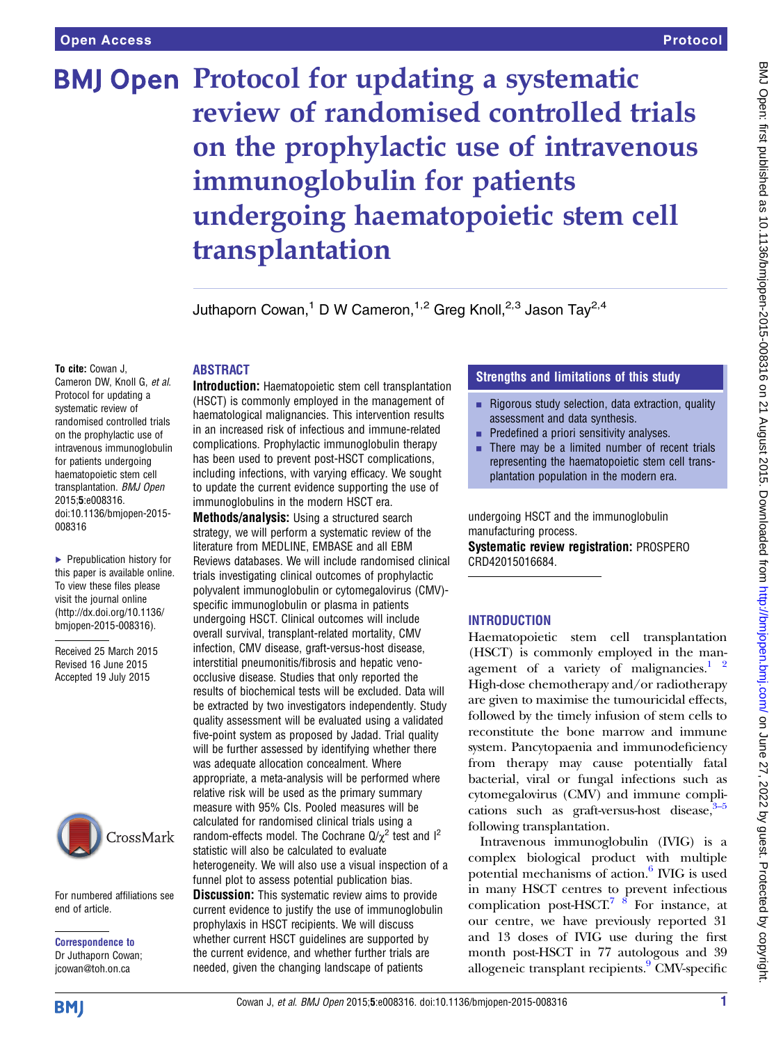Open Access | Protocol

# Protocol for updating a systematic review of randomised controlled trials on the prophylactic use of intravenous immunoglobulin for patients undergoing haematopoietic stem cell transplantation

Juthaporn Cowan,[1] D W Cameron,[1,2] Greg Knoll,[2,3] Jason Tay[2,4]

**To cite:** Cowan J, Cameron DW, Knoll G, *et al*. Protocol for updating a systematic review of randomised controlled trials on the prophylactic use of intravenous immunoglobulin for patients undergoing haematopoietic stem cell transplantation. *BMJ Open* 2015;**5**:e008316. doi:10.1136/bmjopen-2015-008316

▶ Prepublication history for this paper is available online. To view these files please visit the journal online (http://dx.doi.org/10.1136/bmjopen-2015-008316).

Received 25 March 2015
Revised 16 June 2015
Accepted 19 July 2015

## ABSTRACT

**Introduction:** Haematopoietic stem cell transplantation (HSCT) is commonly employed in the management of haematological malignancies. This intervention results in an increased risk of infectious and immune-related complications. Prophylactic immunoglobulin therapy has been used to prevent post-HSCT complications, including infections, with varying efficacy. We sought to update the current evidence supporting the use of immunoglobulins in the modern HSCT era.

**Methods/analysis:** Using a structured search strategy, we will perform a systematic review of the literature from MEDLINE, EMBASE and all EBM Reviews databases. We will include randomised clinical trials investigating clinical outcomes of prophylactic polyvalent immunoglobulin or cytomegalovirus (CMV)-specific immunoglobulin or plasma in patients undergoing HSCT. Clinical outcomes will include overall survival, transplant-related mortality, CMV infection, CMV disease, graft-versus-host disease, interstitial pneumonitis/fibrosis and hepatic veno-occlusive disease. Studies that only reported the results of biochemical tests will be excluded. Data will be extracted by two investigators independently. Study quality assessment will be evaluated using a validated five-point system as proposed by Jadad. Trial quality will be further assessed by identifying whether there was adequate allocation concealment. Where appropriate, a meta-analysis will be performed where relative risk will be used as the primary summary measure with 95% CIs. Pooled measures will be calculated for randomised clinical trials using a random-effects model. The Cochrane Q/$\chi^2$ test and $I^2$ statistic will also be calculated to evaluate heterogeneity. We will also use a visual inspection of a funnel plot to assess potential publication bias.

**Discussion:** This systematic review aims to provide current evidence to justify the use of immunoglobulin prophylaxis in HSCT recipients. We will discuss whether current HSCT guidelines are supported by the current evidence, and whether further trials are needed, given the changing landscape of patients undergoing HSCT and the immunoglobulin manufacturing process.

**Systematic review registration:** PROSPERO CRD42015016684.

### Strengths and limitations of this study

- Rigorous study selection, data extraction, quality assessment and data synthesis.
- Predefined a priori sensitivity analyses.
- There may be a limited number of recent trials representing the haematopoietic stem cell transplantation population in the modern era.

## INTRODUCTION

Haematopoietic stem cell transplantation (HSCT) is commonly employed in the management of a variety of malignancies.[1 2] High-dose chemotherapy and/or radiotherapy are given to maximise the tumouricidal effects, followed by the timely infusion of stem cells to reconstitute the bone marrow and immune system. Pancytopaenia and immunodeficiency from therapy may cause potentially fatal bacterial, viral or fungal infections such as cytomegalovirus (CMV) and immune complications such as graft-versus-host disease,[3–5] following transplantation.

Intravenous immunoglobulin (IVIG) is a complex biological product with multiple potential mechanisms of action.[6] IVIG is used in many HSCT centres to prevent infectious complication post-HSCT.[7 8] For instance, at our centre, we have previously reported 31 and 13 doses of IVIG use during the first month post-HSCT in 77 autologous and 39 allogeneic transplant recipients.[9] CMV-specific

For numbered affiliations see end of article.

**Correspondence to**
Dr Juthaporn Cowan;
jcowan@toh.on.ca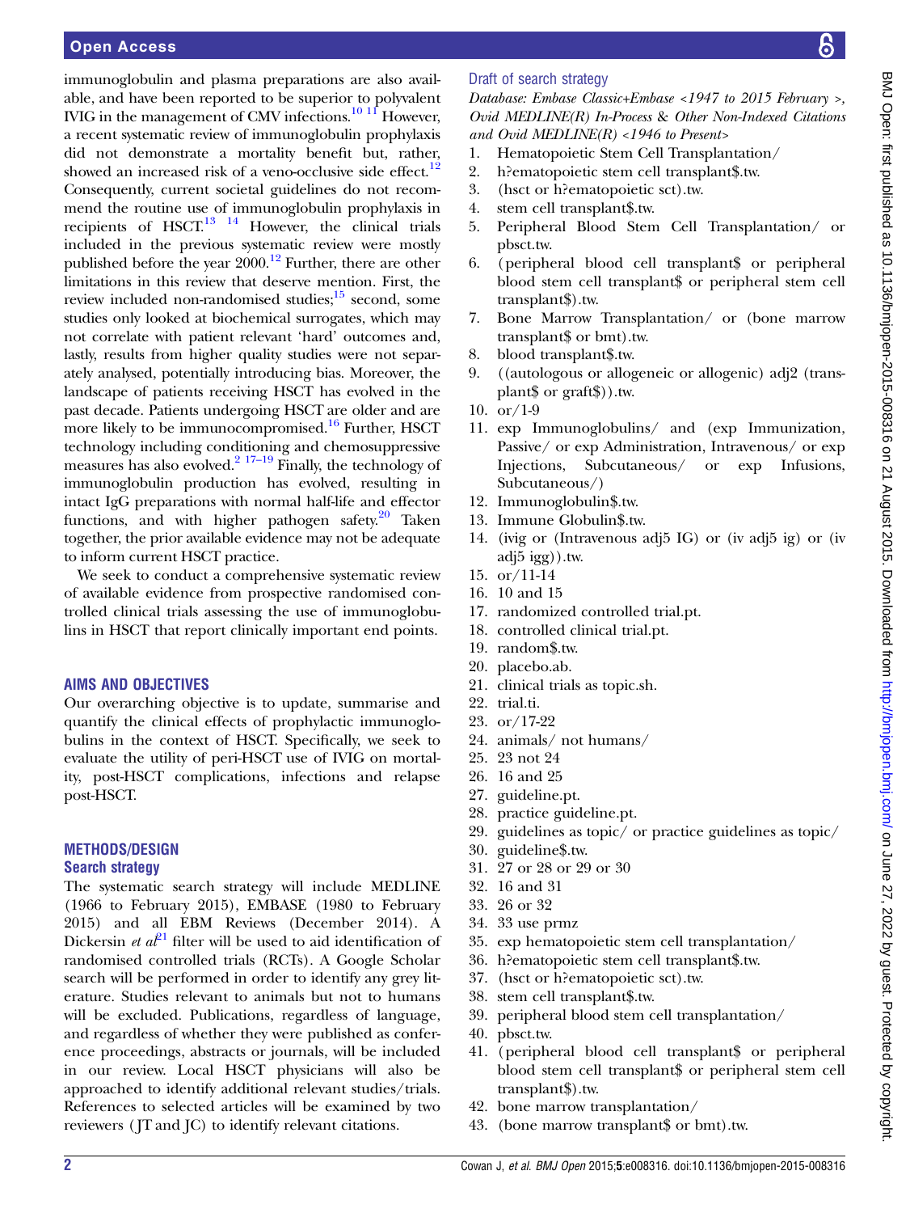immunoglobulin and plasma preparations are also available, and have been reported to be superior to polyvalent IVIG in the management of CMV infections.[10 11] However, a recent systematic review of immunoglobulin prophylaxis did not demonstrate a mortality benefit but, rather, showed an increased risk of a veno-occlusive side effect.[12] Consequently, current societal guidelines do not recommend the routine use of immunoglobulin prophylaxis in recipients of HSCT.[13 14] However, the clinical trials included in the previous systematic review were mostly published before the year 2000.[12] Further, there are other limitations in this review that deserve mention. First, the review included non-randomised studies;[15] second, some studies only looked at biochemical surrogates, which may not correlate with patient relevant 'hard' outcomes and, lastly, results from higher quality studies were not separately analysed, potentially introducing bias. Moreover, the landscape of patients receiving HSCT has evolved in the past decade. Patients undergoing HSCT are older and are more likely to be immunocompromised.[16] Further, HSCT technology including conditioning and chemosuppressive measures has also evolved.[2 17–19] Finally, the technology of immunoglobulin production has evolved, resulting in intact IgG preparations with normal half-life and effector functions, and with higher pathogen safety.[20] Taken together, the prior available evidence may not be adequate to inform current HSCT practice.

We seek to conduct a comprehensive systematic review of available evidence from prospective randomised controlled clinical trials assessing the use of immunoglobulins in HSCT that report clinically important end points.

## AIMS AND OBJECTIVES

Our overarching objective is to update, summarise and quantify the clinical effects of prophylactic immunoglobulins in the context of HSCT. Specifically, we seek to evaluate the utility of peri-HSCT use of IVIG on mortality, post-HSCT complications, infections and relapse post-HSCT.

## METHODS/DESIGN

### Search strategy

The systematic search strategy will include MEDLINE (1966 to February 2015), EMBASE (1980 to February 2015) and all EBM Reviews (December 2014). A Dickersin *et al*[21] filter will be used to aid identification of randomised controlled trials (RCTs). A Google Scholar search will be performed in order to identify any grey literature. Studies relevant to animals but not to humans will be excluded. Publications, regardless of language, and regardless of whether they were published as conference proceedings, abstracts or journals, will be included in our review. Local HSCT physicians will also be approached to identify additional relevant studies/trials. References to selected articles will be examined by two reviewers (JT and JC) to identify relevant citations.

### Draft of search strategy

*Database: Embase Classic+Embase <1947 to 2015 February >, Ovid MEDLINE(R) In-Process & Other Non-Indexed Citations and Ovid MEDLINE(R) <1946 to Present>*

1. Hematopoietic Stem Cell Transplantation/
2. h?ematopoietic stem cell transplant$.tw.
3. (hsct or h?ematopoietic sct).tw.
4. stem cell transplant$.tw.
5. Peripheral Blood Stem Cell Transplantation/ or pbsct.tw.
6. (peripheral blood cell transplant$ or peripheral blood stem cell transplant$ or peripheral stem cell transplant$).tw.
7. Bone Marrow Transplantation/ or (bone marrow transplant$ or bmt).tw.
8. blood transplant$.tw.
9. ((autologous or allogeneic or allogenic) adj2 (transplant$ or graft$)).tw.
10. or/1-9
11. exp Immunoglobulins/ and (exp Immunization, Passive/ or exp Administration, Intravenous/ or exp Injections, Subcutaneous/ or exp Infusions, Subcutaneous/)
12. Immunoglobulin$.tw.
13. Immune Globulin$.tw.
14. (ivig or (Intravenous adj5 IG) or (iv adj5 ig) or (iv adj5 igg)).tw.
15. or/11-14
16. 10 and 15
17. randomized controlled trial.pt.
18. controlled clinical trial.pt.
19. random$.tw.
20. placebo.ab.
21. clinical trials as topic.sh.
22. trial.ti.
23. or/17-22
24. animals/ not humans/
25. 23 not 24
26. 16 and 25
27. guideline.pt.
28. practice guideline.pt.
29. guidelines as topic/ or practice guidelines as topic/
30. guideline$.tw.
31. 27 or 28 or 29 or 30
32. 16 and 31
33. 26 or 32
34. 33 use prmz
35. exp hematopoietic stem cell transplantation/
36. h?ematopoietic stem cell transplant$.tw.
37. (hsct or h?ematopoietic sct).tw.
38. stem cell transplant$.tw.
39. peripheral blood stem cell transplantation/
40. pbsct.tw.
41. (peripheral blood cell transplant$ or peripheral blood stem cell transplant$ or peripheral stem cell transplant$).tw.
42. bone marrow transplantation/
43. (bone marrow transplant$ or bmt).tw.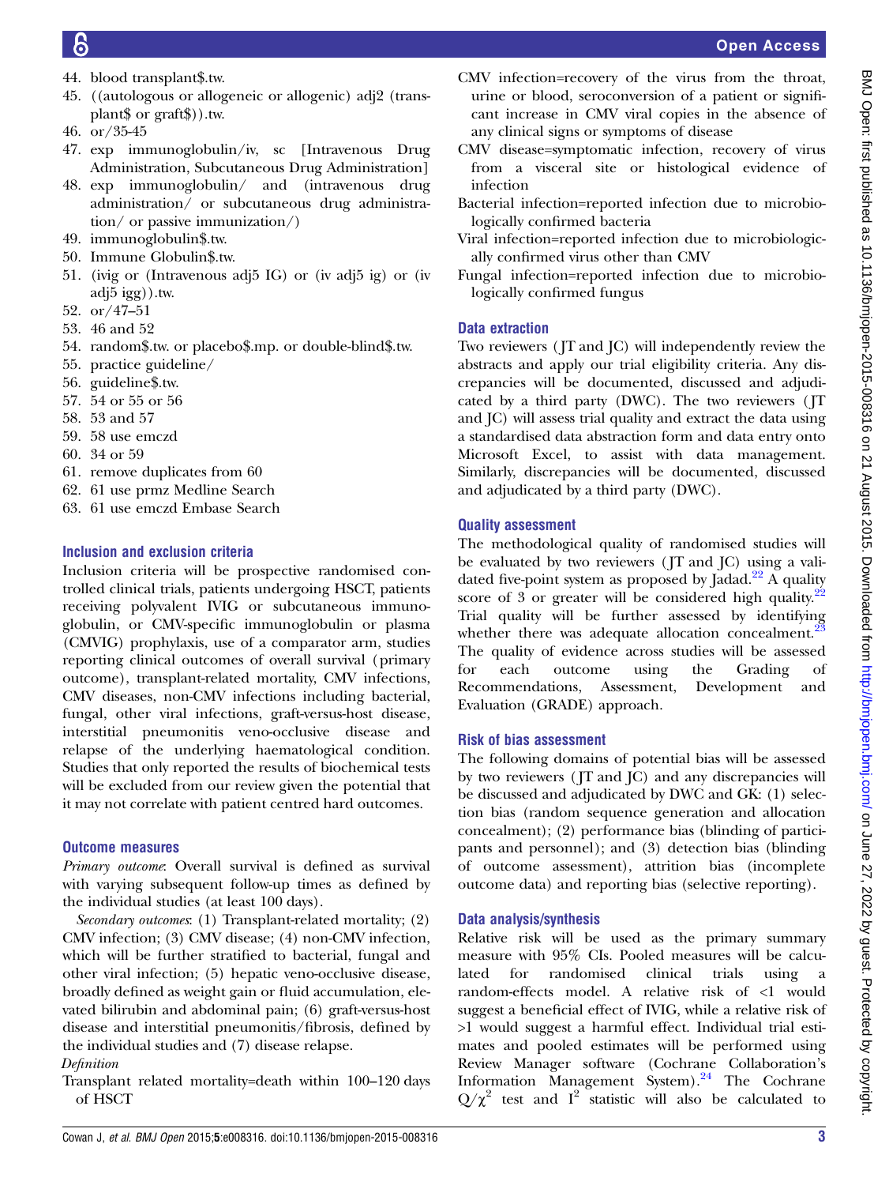44. blood transplant$.tw.
45. ((autologous or allogeneic or allogenic) adj2 (transplant$ or graft$)).tw.
46. or/35-45
47. exp immunoglobulin/iv, sc [Intravenous Drug Administration, Subcutaneous Drug Administration]
48. exp immunoglobulin/ and (intravenous drug administration/ or subcutaneous drug administration/ or passive immunization/)
49. immunoglobulin$.tw.
50. Immune Globulin$.tw.
51. (ivig or (Intravenous adj5 IG) or (iv adj5 ig) or (iv adj5 igg)).tw.
52. or/47–51
53. 46 and 52
54. random$.tw. or placebo$.mp. or double-blind$.tw.
55. practice guideline/
56. guideline$.tw.
57. 54 or 55 or 56
58. 53 and 57
59. 58 use emczd
60. 34 or 59
61. remove duplicates from 60
62. 61 use prmz Medline Search
63. 61 use emczd Embase Search

### Inclusion and exclusion criteria

Inclusion criteria will be prospective randomised controlled clinical trials, patients undergoing HSCT, patients receiving polyvalent IVIG or subcutaneous immunoglobulin, or CMV-specific immunoglobulin or plasma (CMVIG) prophylaxis, use of a comparator arm, studies reporting clinical outcomes of overall survival (primary outcome), transplant-related mortality, CMV infections, CMV diseases, non-CMV infections including bacterial, fungal, other viral infections, graft-versus-host disease, interstitial pneumonitis veno-occlusive disease and relapse of the underlying haematological condition. Studies that only reported the results of biochemical tests will be excluded from our review given the potential that it may not correlate with patient centred hard outcomes.

### Outcome measures

*Primary outcome*: Overall survival is defined as survival with varying subsequent follow-up times as defined by the individual studies (at least 100 days).

*Secondary outcomes*: (1) Transplant-related mortality; (2) CMV infection; (3) CMV disease; (4) non-CMV infection, which will be further stratified to bacterial, fungal and other viral infection; (5) hepatic veno-occlusive disease, broadly defined as weight gain or fluid accumulation, elevated bilirubin and abdominal pain; (6) graft-versus-host disease and interstitial pneumonitis/fibrosis, defined by the individual studies and (7) disease relapse.

*Definition*

Transplant related mortality=death within 100–120 days of HSCT

CMV infection=recovery of the virus from the throat, urine or blood, seroconversion of a patient or significant increase in CMV viral copies in the absence of any clinical signs or symptoms of disease

CMV disease=symptomatic infection, recovery of virus from a visceral site or histological evidence of infection

Bacterial infection=reported infection due to microbiologically confirmed bacteria

Viral infection=reported infection due to microbiologically confirmed virus other than CMV

Fungal infection=reported infection due to microbiologically confirmed fungus

### Data extraction

Two reviewers (JT and JC) will independently review the abstracts and apply our trial eligibility criteria. Any discrepancies will be documented, discussed and adjudicated by a third party (DWC). The two reviewers (JT and JC) will assess trial quality and extract the data using a standardised data abstraction form and data entry onto Microsoft Excel, to assist with data management. Similarly, discrepancies will be documented, discussed and adjudicated by a third party (DWC).

### Quality assessment

The methodological quality of randomised studies will be evaluated by two reviewers (JT and JC) using a validated five-point system as proposed by Jadad.[22] A quality score of 3 or greater will be considered high quality.[22] Trial quality will be further assessed by identifying whether there was adequate allocation concealment.[23] The quality of evidence across studies will be assessed for each outcome using the Grading of Recommendations, Assessment, Development and Evaluation (GRADE) approach.

### Risk of bias assessment

The following domains of potential bias will be assessed by two reviewers (JT and JC) and any discrepancies will be discussed and adjudicated by DWC and GK: (1) selection bias (random sequence generation and allocation concealment); (2) performance bias (blinding of participants and personnel); and (3) detection bias (blinding of outcome assessment), attrition bias (incomplete outcome data) and reporting bias (selective reporting).

### Data analysis/synthesis

Relative risk will be used as the primary summary measure with 95% CIs. Pooled measures will be calculated for randomised clinical trials using a random-effects model. A relative risk of <1 would suggest a beneficial effect of IVIG, while a relative risk of >1 would suggest a harmful effect. Individual trial estimates and pooled estimates will be performed using Review Manager software (Cochrane Collaboration's Information Management System).[24] The Cochrane $Q/\chi^2$ test and $I^2$ statistic will also be calculated to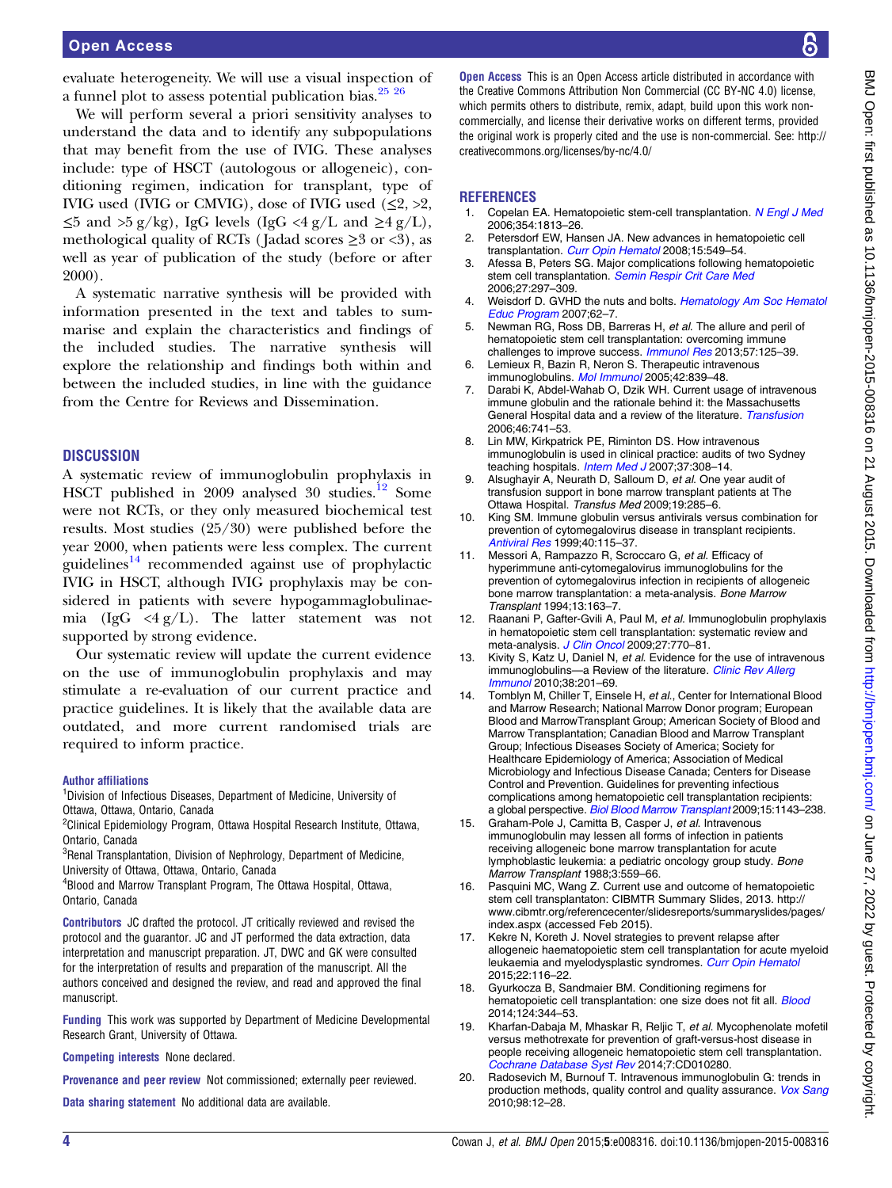evaluate heterogeneity. We will use a visual inspection of a funnel plot to assess potential publication bias.[25 26]

We will perform several a priori sensitivity analyses to understand the data and to identify any subpopulations that may benefit from the use of IVIG. These analyses include: type of HSCT (autologous or allogeneic), conditioning regimen, indication for transplant, type of IVIG used (IVIG or CMVIG), dose of IVIG used (≤2, >2, ≤5 and >5 g/kg), IgG levels (IgG <4 g/L and ≥4 g/L), methodological quality of RCTs (Jadad scores ≥3 or <3), as well as year of publication of the study (before or after 2000).

A systematic narrative synthesis will be provided with information presented in the text and tables to summarise and explain the characteristics and findings of the included studies. The narrative synthesis will explore the relationship and findings both within and between the included studies, in line with the guidance from the Centre for Reviews and Dissemination.

## DISCUSSION

A systematic review of immunoglobulin prophylaxis in HSCT published in 2009 analysed 30 studies.[12] Some were not RCTs, or they only measured biochemical test results. Most studies (25/30) were published before the year 2000, when patients were less complex. The current guidelines[14] recommended against use of prophylactic IVIG in HSCT, although IVIG prophylaxis may be considered in patients with severe hypogammaglobulinaemia (IgG <4 g/L). The latter statement was not supported by strong evidence.

Our systematic review will update the current evidence on the use of immunoglobulin prophylaxis and may stimulate a re-evaluation of our current practice and practice guidelines. It is likely that the available data are outdated, and more current randomised trials are required to inform practice.

**Author affiliations**

[1]Division of Infectious Diseases, Department of Medicine, University of Ottawa, Ottawa, Ontario, Canada

[2]Clinical Epidemiology Program, Ottawa Hospital Research Institute, Ottawa, Ontario, Canada

[3]Renal Transplantation, Division of Nephrology, Department of Medicine, University of Ottawa, Ottawa, Ontario, Canada

[4]Blood and Marrow Transplant Program, The Ottawa Hospital, Ottawa, Ontario, Canada

**Contributors** JC drafted the protocol. JT critically reviewed and revised the protocol and the guarantor. JC and JT performed the data extraction, data interpretation and manuscript preparation. JT, DWC and GK were consulted for the interpretation of results and preparation of the manuscript. All the authors conceived and designed the review, and read and approved the final manuscript.

**Funding** This work was supported by Department of Medicine Developmental Research Grant, University of Ottawa.

**Competing interests** None declared.

**Provenance and peer review** Not commissioned; externally peer reviewed.

**Data sharing statement** No additional data are available.

**Open Access** This is an Open Access article distributed in accordance with the Creative Commons Attribution Non Commercial (CC BY-NC 4.0) license, which permits others to distribute, remix, adapt, build upon this work non-commercially, and license their derivative works on different terms, provided the original work is properly cited and the use is non-commercial. See: http://creativecommons.org/licenses/by-nc/4.0/

## REFERENCES

1. Copelan EA. Hematopoietic stem-cell transplantation. *N Engl J Med* 2006;354:1813–26.
2. Petersdorf EW, Hansen JA. New advances in hematopoietic cell transplantation. *Curr Opin Hematol* 2008;15:549–54.
3. Afessa B, Peters SG. Major complications following hematopoietic stem cell transplantation. *Semin Respir Crit Care Med* 2006;27:297–309.
4. Weisdorf D. GVHD the nuts and bolts. *Hematology Am Soc Hematol Educ Program* 2007;62–7.
5. Newman RG, Ross DB, Barreras H, *et al*. The allure and peril of hematopoietic stem cell transplantation: overcoming immune challenges to improve success. *Immunol Res* 2013;57:125–39.
6. Lemieux R, Bazin R, Neron S. Therapeutic intravenous immunoglobulins. *Mol Immunol* 2005;42:839–48.
7. Darabi K, Abdel-Wahab O, Dzik WH. Current usage of intravenous immune globulin and the rationale behind it: the Massachusetts General Hospital data and a review of the literature. *Transfusion* 2006;46:741–53.
8. Lin MW, Kirkpatrick PE, Riminton DS. How intravenous immunoglobulin is used in clinical practice: audits of two Sydney teaching hospitals. *Intern Med J* 2007;37:308–14.
9. Alsughayir A, Neurath D, Salloum D, *et al*. One year audit of transfusion support in bone marrow transplant patients at The Ottawa Hospital. *Transfus Med* 2009;19:285–6.
10. King SM. Immune globulin versus antivirals versus combination for prevention of cytomegalovirus disease in transplant recipients. *Antiviral Res* 1999;40:115–37.
11. Messori A, Rampazzo R, Scroccaro G, *et al*. Efficacy of hyperimmune anti-cytomegalovirus immunoglobulins for the prevention of cytomegalovirus infection in recipients of allogeneic bone marrow transplantation: a meta-analysis. *Bone Marrow Transplant* 1994;13:163–7.
12. Raanani P, Gafter-Gvili A, Paul M, *et al*. Immunoglobulin prophylaxis in hematopoietic stem cell transplantation: systematic review and meta-analysis. *J Clin Oncol* 2009;27:770–81.
13. Kivity S, Katz U, Daniel N, *et al*. Evidence for the use of intravenous immunoglobulins—a Review of the literature. *Clinic Rev Allerg Immunol* 2010;38:201–69.
14. Tomblyn M, Chiller T, Einsele H, *et al*., Center for International Blood and Marrow Research; National Marrow Donor program; European Blood and MarrowTransplant Group; American Society of Blood and Marrow Transplantation; Canadian Blood and Marrow Transplant Group; Infectious Diseases Society of America; Society for Healthcare Epidemiology of America; Association of Medical Microbiology and Infectious Disease Canada; Centers for Disease Control and Prevention. Guidelines for preventing infectious complications among hematopoietic cell transplantation recipients: a global perspective. *Biol Blood Marrow Transplant* 2009;15:1143–238.
15. Graham-Pole J, Camitta B, Casper J, *et al*. Intravenous immunoglobulin may lessen all forms of infection in patients receiving allogeneic bone marrow transplantation for acute lymphoblastic leukemia: a pediatric oncology group study. *Bone Marrow Transplant* 1988;3:559–66.
16. Pasquini MC, Wang Z. Current use and outcome of hematopoietic stem cell transplantaton: CIBMTR Summary Slides, 2013. http://www.cibmtr.org/referencecenter/slidesreports/summaryslides/pages/index.aspx (accessed Feb 2015).
17. Kekre N, Koreth J. Novel strategies to prevent relapse after allogeneic haematopoietic stem cell transplantation for acute myeloid leukaemia and myelodysplastic syndromes. *Curr Opin Hematol* 2015;22:116–22.
18. Gyurkocza B, Sandmaier BM. Conditioning regimens for hematopoietic cell transplantation: one size does not fit all. *Blood* 2014;124:344–53.
19. Kharfan-Dabaja M, Mhaskar R, Reljic T, *et al*. Mycophenolate mofetil versus methotrexate for prevention of graft-versus-host disease in people receiving allogeneic hematopoietic stem cell transplantation. *Cochrane Database Syst Rev* 2014;7:CD010280.
20. Radosevich M, Burnouf T. Intravenous immunoglobulin G: trends in production methods, quality control and quality assurance. *Vox Sang* 2010;98:12–28.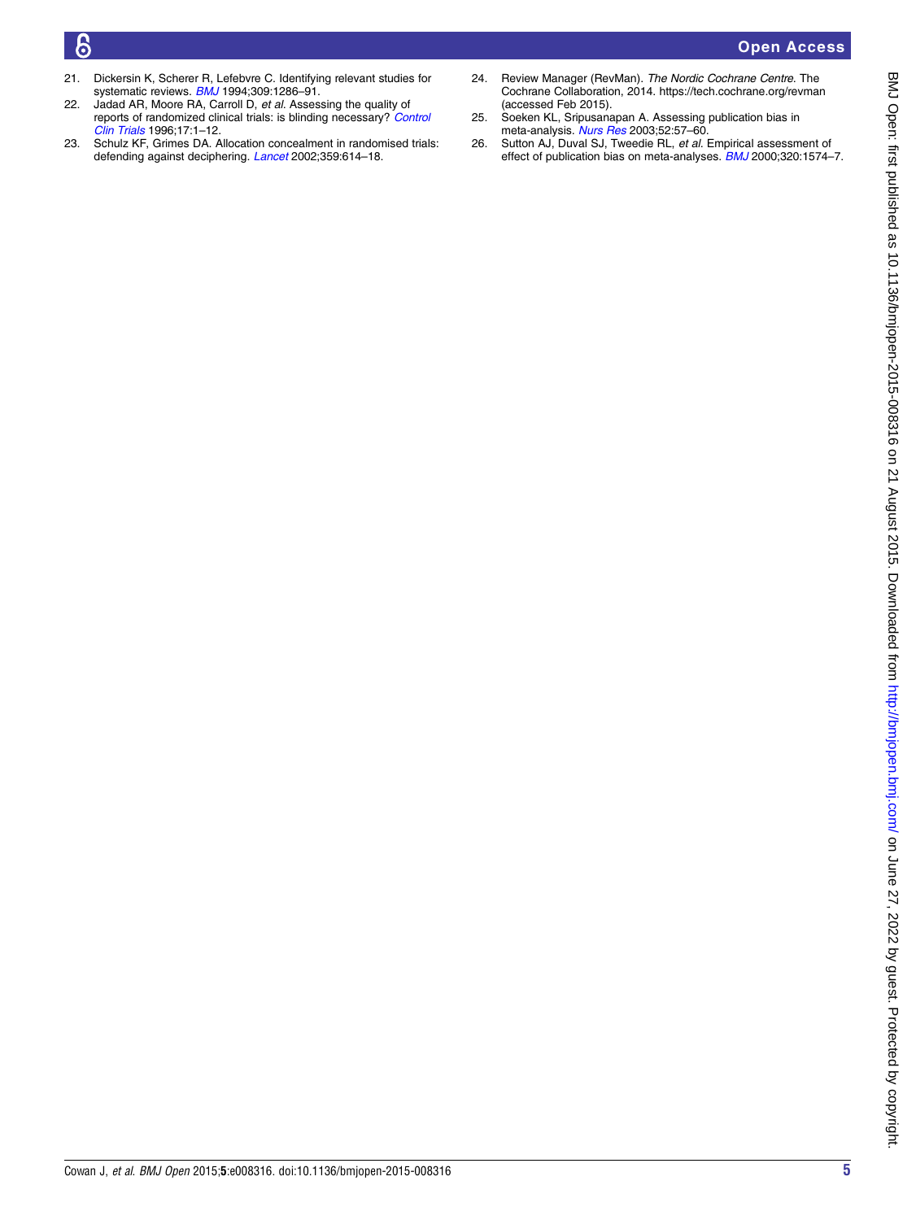21. Dickersin K, Scherer R, Lefebvre C. Identifying relevant studies for systematic reviews. *BMJ* 1994;309:1286–91.
22. Jadad AR, Moore RA, Carroll D, *et al*. Assessing the quality of reports of randomized clinical trials: is blinding necessary? *Control Clin Trials* 1996;17:1–12.
23. Schulz KF, Grimes DA. Allocation concealment in randomised trials: defending against deciphering. *Lancet* 2002;359:614–18.
24. Review Manager (RevMan). *The Nordic Cochrane Centre*. The Cochrane Collaboration, 2014. https://tech.cochrane.org/revman (accessed Feb 2015).
25. Soeken KL, Sripusanapan A. Assessing publication bias in meta-analysis. *Nurs Res* 2003;52:57–60.
26. Sutton AJ, Duval SJ, Tweedie RL, *et al*. Empirical assessment of effect of publication bias on meta-analyses. *BMJ* 2000;320:1574–7.